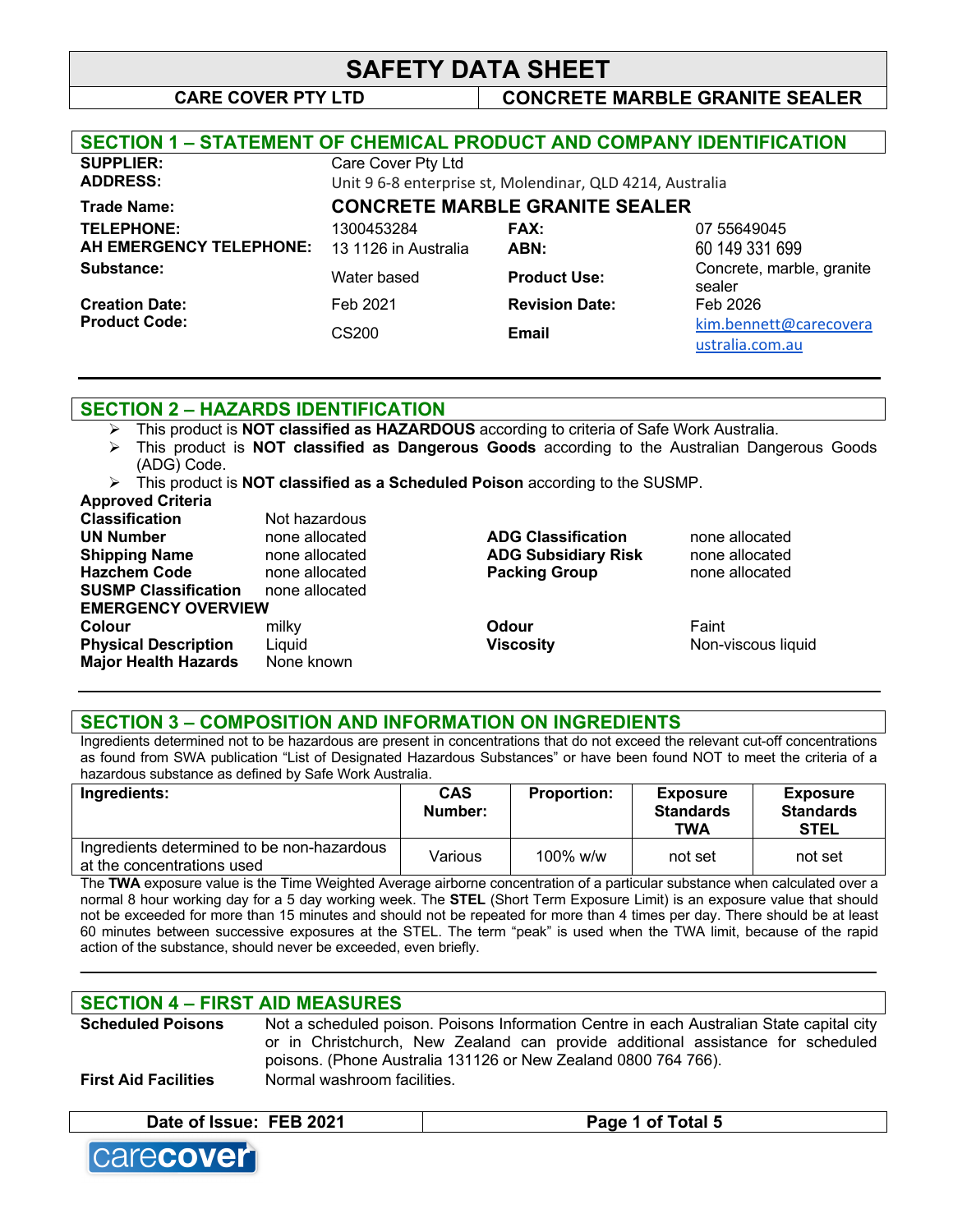# SAFETY DATA SHEET

**CARE COVER PTY LTD** | **CONCRETE MARBLE GRANITE SEALER**

## SECTION 1 – STATEMENT OF CHEMICAL PRODUCT AND COMPANY IDENTIFICATION

| | | | |
|---|---|---|---|
| **SUPPLIER:** | Care Cover Pty Ltd | | |
| **ADDRESS:** | Unit 9 6-8 enterprise st, Molendinar, QLD 4214, Australia | | |
| **Trade Name:** | **CONCRETE MARBLE GRANITE SEALER** | | |
| **TELEPHONE:** | 1300453284 | **FAX:** | 07 55649045 |
| **AH EMERGENCY TELEPHONE:** | 13 1126 in Australia | **ABN:** | 60 149 331 699 |
| **Substance:** | Water based | **Product Use:** | Concrete, marble, granite sealer |
| **Creation Date:** | Feb 2021 | **Revision Date:** | Feb 2026 |
| **Product Code:** | CS200 | **Email** | kim.bennett@carecoveraustralia.com.au |

## SECTION 2 – HAZARDS IDENTIFICATION

- This product is **NOT classified as HAZARDOUS** according to criteria of Safe Work Australia.
- This product is **NOT classified as Dangerous Goods** according to the Australian Dangerous Goods (ADG) Code.
- This product is **NOT classified as a Scheduled Poison** according to the SUSMP.

**Approved Criteria**

| | | | |
|---|---|---|---|
| **Classification** | Not hazardous | | |
| **UN Number** | none allocated | **ADG Classification** | none allocated |
| **Shipping Name** | none allocated | **ADG Subsidiary Risk** | none allocated |
| **Hazchem Code** | none allocated | **Packing Group** | none allocated |
| **SUSMP Classification** | none allocated | | |

**EMERGENCY OVERVIEW**

| | | | |
|---|---|---|---|
| **Colour** | milky | **Odour** | Faint |
| **Physical Description** | Liquid | **Viscosity** | Non-viscous liquid |
| **Major Health Hazards** | None known | | |

## SECTION 3 – COMPOSITION AND INFORMATION ON INGREDIENTS

Ingredients determined not to be hazardous are present in concentrations that do not exceed the relevant cut-off concentrations as found from SWA publication "List of Designated Hazardous Substances" or have been found NOT to meet the criteria of a hazardous substance as defined by Safe Work Australia.

| Ingredients: | CAS Number: | Proportion: | Exposure Standards TWA | Exposure Standards STEL |
|---|---|---|---|---|
| Ingredients determined to be non-hazardous at the concentrations used | Various | 100% w/w | not set | not set |

The **TWA** exposure value is the Time Weighted Average airborne concentration of a particular substance when calculated over a normal 8 hour working day for a 5 day working week. The **STEL** (Short Term Exposure Limit) is an exposure value that should not be exceeded for more than 15 minutes and should not be repeated for more than 4 times per day. There should be at least 60 minutes between successive exposures at the STEL. The term "peak" is used when the TWA limit, because of the rapid action of the substance, should never be exceeded, even briefly.

## SECTION 4 – FIRST AID MEASURES

| | |
|---|---|
| **Scheduled Poisons** | Not a scheduled poison. Poisons Information Centre in each Australian State capital city or in Christchurch, New Zealand can provide additional assistance for scheduled poisons. (Phone Australia 131126 or New Zealand 0800 764 766). |
| **First Aid Facilities** | Normal washroom facilities. |

**Date of Issue: FEB 2021**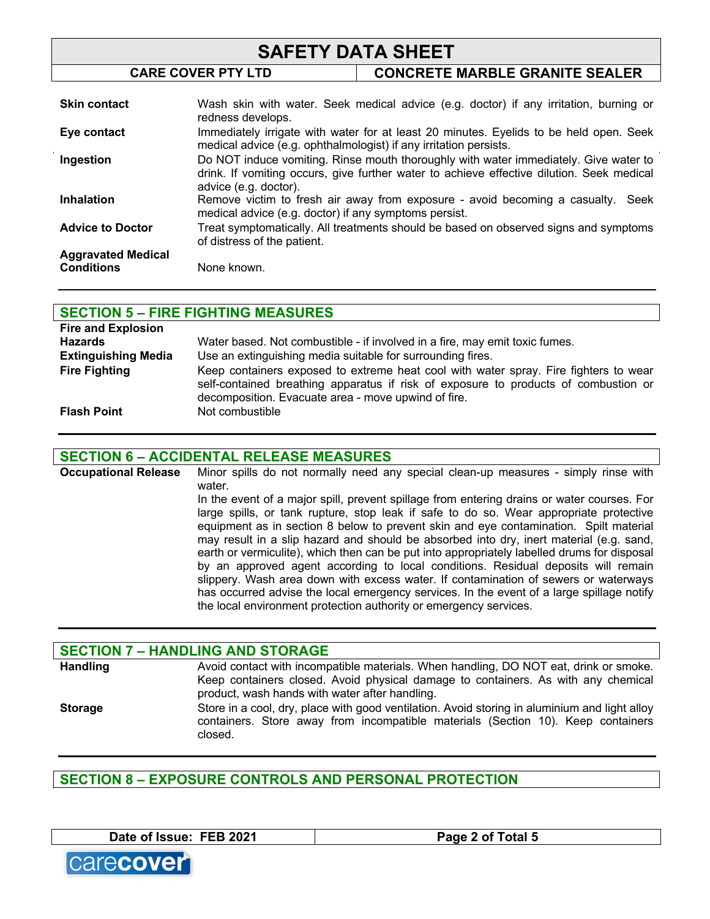| | |
|---|---|
| **Skin contact** | Wash skin with water. Seek medical advice (e.g. doctor) if any irritation, burning or redness develops. |
| **Eye contact** | Immediately irrigate with water for at least 20 minutes. Eyelids to be held open. Seek medical advice (e.g. ophthalmologist) if any irritation persists. |
| **Ingestion** | Do NOT induce vomiting. Rinse mouth thoroughly with water immediately. Give water to drink. If vomiting occurs, give further water to achieve effective dilution. Seek medical advice (e.g. doctor). |
| **Inhalation** | Remove victim to fresh air away from exposure - avoid becoming a casualty. Seek medical advice (e.g. doctor) if any symptoms persist. |
| **Advice to Doctor** | Treat symptomatically. All treatments should be based on observed signs and symptoms of distress of the patient. |
| **Aggravated Medical Conditions** | None known. |

## SECTION 5 – FIRE FIGHTING MEASURES

| | |
|---|---|
| **Fire and Explosion Hazards** | Water based. Not combustible - if involved in a fire, may emit toxic fumes. |
| **Extinguishing Media** | Use an extinguishing media suitable for surrounding fires. |
| **Fire Fighting** | Keep containers exposed to extreme heat cool with water spray. Fire fighters to wear self-contained breathing apparatus if risk of exposure to products of combustion or decomposition. Evacuate area - move upwind of fire. |
| **Flash Point** | Not combustible |

## SECTION 6 – ACCIDENTAL RELEASE MEASURES

| | |
|---|---|
| **Occupational Release** | Minor spills do not normally need any special clean-up measures - simply rinse with water. In the event of a major spill, prevent spillage from entering drains or water courses. For large spills, or tank rupture, stop leak if safe to do so. Wear appropriate protective equipment as in section 8 below to prevent skin and eye contamination. Spilt material may result in a slip hazard and should be absorbed into dry, inert material (e.g. sand, earth or vermiculite), which then can be put into appropriately labelled drums for disposal by an approved agent according to local conditions. Residual deposits will remain slippery. Wash area down with excess water. If contamination of sewers or waterways has occurred advise the local emergency services. In the event of a large spillage notify the local environment protection authority or emergency services. |

## SECTION 7 – HANDLING AND STORAGE

| | |
|---|---|
| **Handling** | Avoid contact with incompatible materials. When handling, DO NOT eat, drink or smoke. Keep containers closed. Avoid physical damage to containers. As with any chemical product, wash hands with water after handling. |
| **Storage** | Store in a cool, dry, place with good ventilation. Avoid storing in aluminium and light alloy containers. Store away from incompatible materials (Section 10). Keep containers closed. |

## SECTION 8 – EXPOSURE CONTROLS AND PERSONAL PROTECTION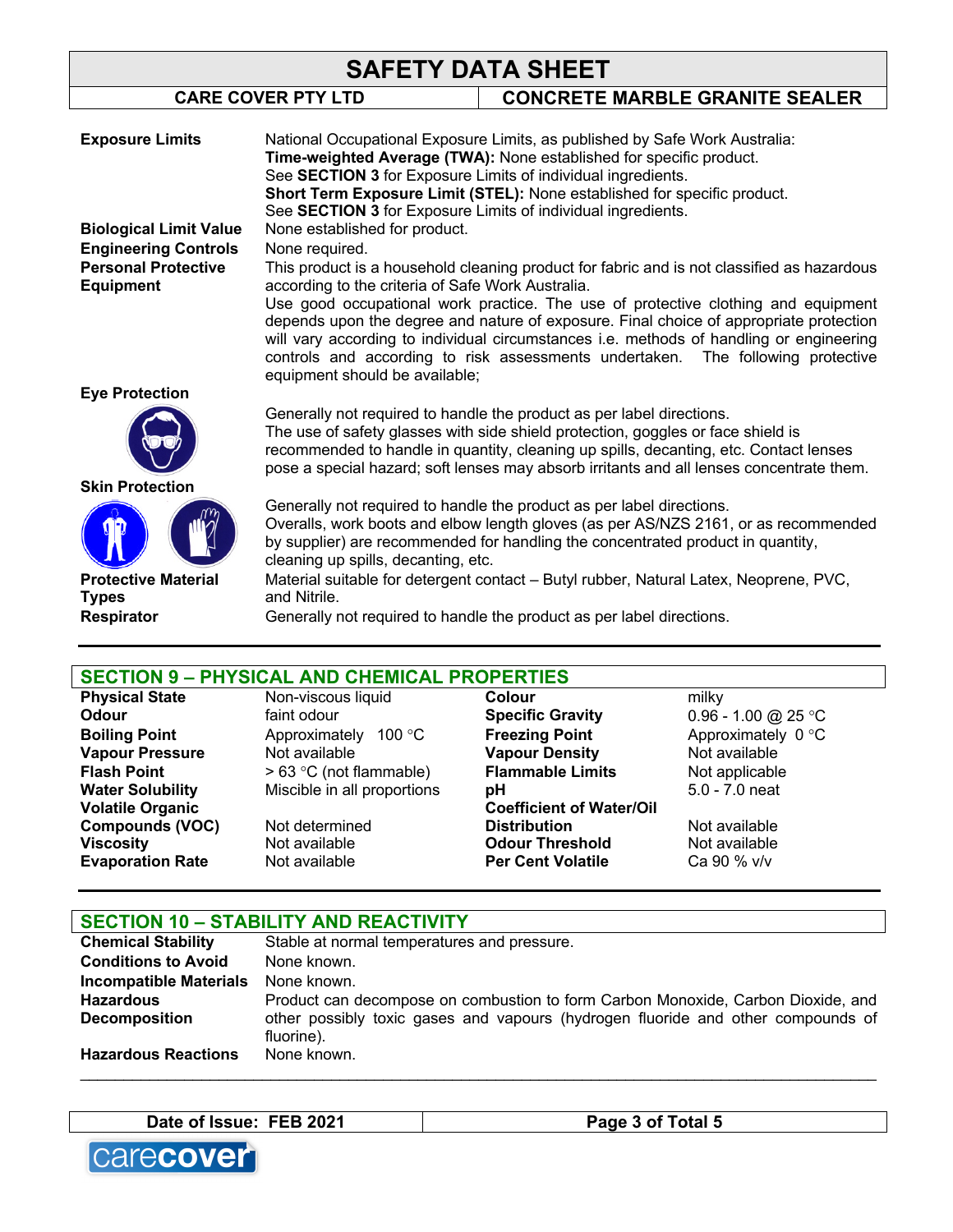| | |
|---|---|
| **Exposure Limits** | National Occupational Exposure Limits, as published by Safe Work Australia:<br>**Time-weighted Average (TWA):** None established for specific product.<br>See **SECTION 3** for Exposure Limits of individual ingredients.<br>**Short Term Exposure Limit (STEL):** None established for specific product.<br>See **SECTION 3** for Exposure Limits of individual ingredients. |
| **Biological Limit Value** | None established for product. |
| **Engineering Controls** | None required. |
| **Personal Protective Equipment** | This product is a household cleaning product for fabric and is not classified as hazardous according to the criteria of Safe Work Australia.<br>Use good occupational work practice. The use of protective clothing and equipment depends upon the degree and nature of exposure. Final choice of appropriate protection will vary according to individual circumstances i.e. methods of handling or engineering controls and according to risk assessments undertaken. The following protective equipment should be available; |
| **Eye Protection** | Generally not required to handle the product as per label directions.<br>The use of safety glasses with side shield protection, goggles or face shield is recommended to handle in quantity, cleaning up spills, decanting, etc. Contact lenses pose a special hazard; soft lenses may absorb irritants and all lenses concentrate them. |
| **Skin Protection** | Generally not required to handle the product as per label directions.<br>Overalls, work boots and elbow length gloves (as per AS/NZS 2161, or as recommended by supplier) are recommended for handling the concentrated product in quantity, cleaning up spills, decanting, etc. |
| **Protective Material Types** | Material suitable for detergent contact – Butyl rubber, Natural Latex, Neoprene, PVC, and Nitrile. |
| **Respirator** | Generally not required to handle the product as per label directions. |

## SECTION 9 – PHYSICAL AND CHEMICAL PROPERTIES

| | | | |
|---|---|---|---|
| **Physical State** | Non-viscous liquid | **Colour** | milky |
| **Odour** | faint odour | **Specific Gravity** | 0.96 - 1.00 @ 25 °C |
| **Boiling Point** | Approximately 100 °C | **Freezing Point** | Approximately 0 °C |
| **Vapour Pressure** | Not available | **Vapour Density** | Not available |
| **Flash Point** | > 63 °C (not flammable) | **Flammable Limits** | Not applicable |
| **Water Solubility** | Miscible in all proportions | **pH** | 5.0 - 7.0 neat |
| **Volatile Organic Compounds (VOC)** | Not determined | **Coefficient of Water/Oil Distribution** | Not available |
| **Viscosity** | Not available | **Odour Threshold** | Not available |
| **Evaporation Rate** | Not available | **Per Cent Volatile** | Ca 90 % v/v |

## SECTION 10 – STABILITY AND REACTIVITY

| | |
|---|---|
| **Chemical Stability** | Stable at normal temperatures and pressure. |
| **Conditions to Avoid** | None known. |
| **Incompatible Materials** | None known. |
| **Hazardous Decomposition** | Product can decompose on combustion to form Carbon Monoxide, Carbon Dioxide, and other possibly toxic gases and vapours (hydrogen fluoride and other compounds of fluorine). |
| **Hazardous Reactions** | None known. |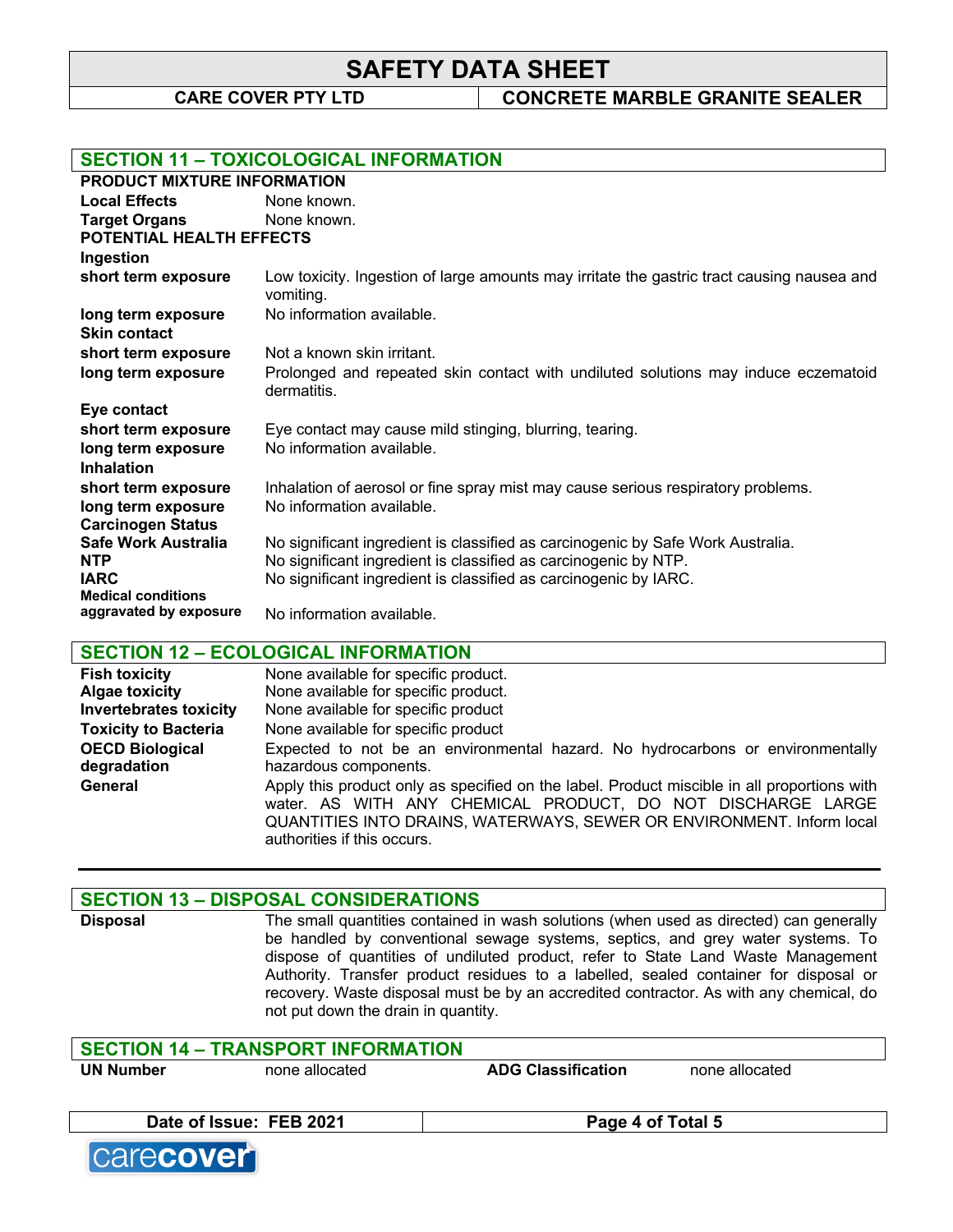## SECTION 11 – TOXICOLOGICAL INFORMATION

**PRODUCT MIXTURE INFORMATION**

| | |
|---|---|
| **Local Effects** | None known. |
| **Target Organs** | None known. |

**POTENTIAL HEALTH EFFECTS**

**Ingestion**

| | |
|---|---|
| **short term exposure** | Low toxicity. Ingestion of large amounts may irritate the gastric tract causing nausea and vomiting. |
| **long term exposure** | No information available. |

**Skin contact**

| | |
|---|---|
| **short term exposure** | Not a known skin irritant. |
| **long term exposure** | Prolonged and repeated skin contact with undiluted solutions may induce eczematoid dermatitis. |

**Eye contact**

| | |
|---|---|
| **short term exposure** | Eye contact may cause mild stinging, blurring, tearing. |
| **long term exposure** | No information available. |

**Inhalation**

| | |
|---|---|
| **short term exposure** | Inhalation of aerosol or fine spray mist may cause serious respiratory problems. |
| **long term exposure** | No information available. |

**Carcinogen Status**

| | |
|---|---|
| **Safe Work Australia** | No significant ingredient is classified as carcinogenic by Safe Work Australia. |
| **NTP** | No significant ingredient is classified as carcinogenic by NTP. |
| **IARC** | No significant ingredient is classified as carcinogenic by IARC. |
| **Medical conditions aggravated by exposure** | No information available. |

## SECTION 12 – ECOLOGICAL INFORMATION

| | |
|---|---|
| **Fish toxicity** | None available for specific product. |
| **Algae toxicity** | None available for specific product. |
| **Invertebrates toxicity** | None available for specific product |
| **Toxicity to Bacteria** | None available for specific product |
| **OECD Biological degradation** | Expected to not be an environmental hazard. No hydrocarbons or environmentally hazardous components. |
| **General** | Apply this product only as specified on the label. Product miscible in all proportions with water. AS WITH ANY CHEMICAL PRODUCT, DO NOT DISCHARGE LARGE QUANTITIES INTO DRAINS, WATERWAYS, SEWER OR ENVIRONMENT. Inform local authorities if this occurs. |

## SECTION 13 – DISPOSAL CONSIDERATIONS

| | |
|---|---|
| **Disposal** | The small quantities contained in wash solutions (when used as directed) can generally be handled by conventional sewage systems, septics, and grey water systems. To dispose of quantities of undiluted product, refer to State Land Waste Management Authority. Transfer product residues to a labelled, sealed container for disposal or recovery. Waste disposal must be by an accredited contractor. As with any chemical, do not put down the drain in quantity. |

## SECTION 14 – TRANSPORT INFORMATION

| | | | |
|---|---|---|---|
| **UN Number** | none allocated | **ADG Classification** | none allocated |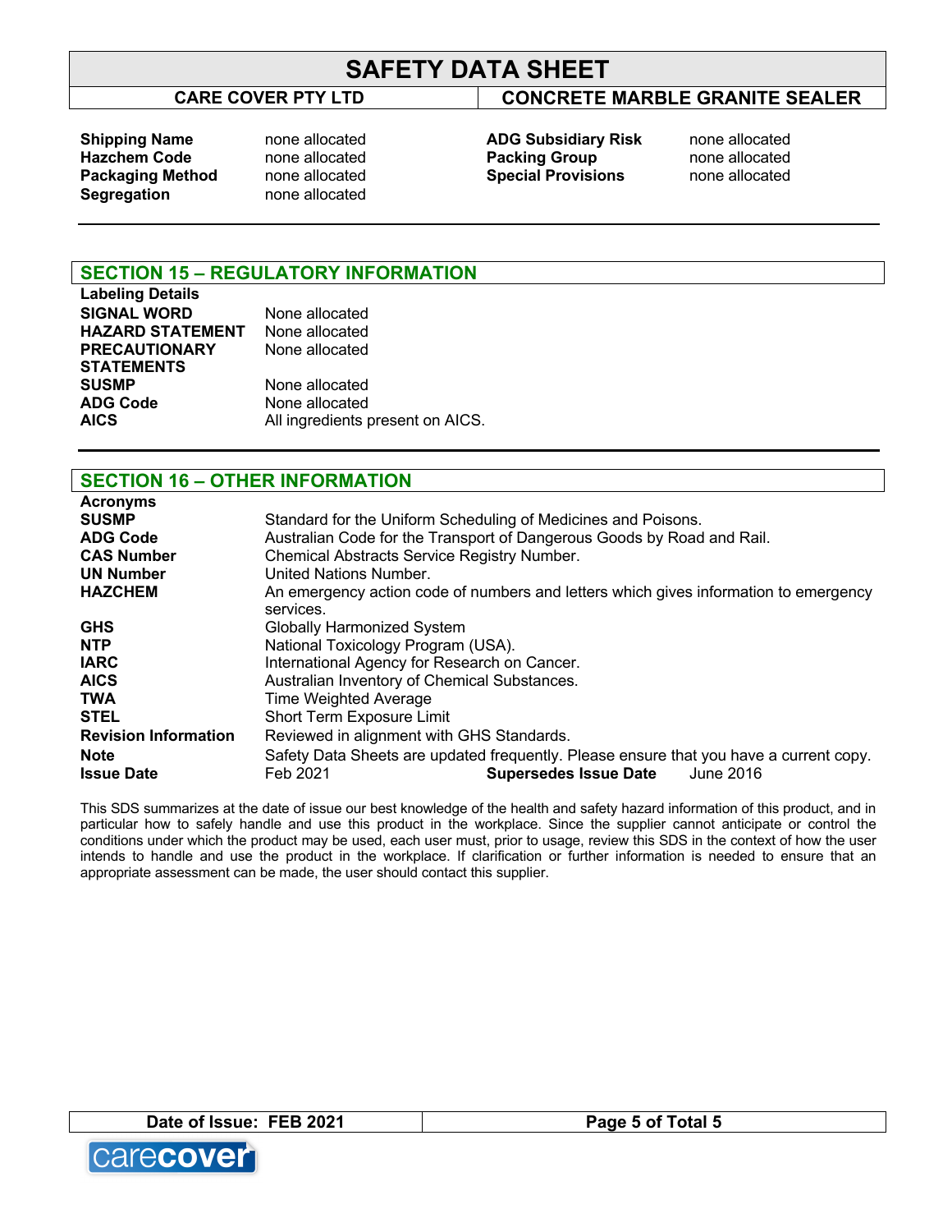| | | | |
|---|---|---|---|
| **Shipping Name** | none allocated | **ADG Subsidiary Risk** | none allocated |
| **Hazchem Code** | none allocated | **Packing Group** | none allocated |
| **Packaging Method** | none allocated | **Special Provisions** | none allocated |
| **Segregation** | none allocated | | |

## SECTION 15 – REGULATORY INFORMATION

**Labeling Details**

| | |
|---|---|
| **SIGNAL WORD** | None allocated |
| **HAZARD STATEMENT** | None allocated |
| **PRECAUTIONARY STATEMENTS** | None allocated |
| **SUSMP** | None allocated |
| **ADG Code** | None allocated |
| **AICS** | All ingredients present on AICS. |

## SECTION 16 – OTHER INFORMATION

**Acronyms**

| | |
|---|---|
| **SUSMP** | Standard for the Uniform Scheduling of Medicines and Poisons. |
| **ADG Code** | Australian Code for the Transport of Dangerous Goods by Road and Rail. |
| **CAS Number** | Chemical Abstracts Service Registry Number. |
| **UN Number** | United Nations Number. |
| **HAZCHEM** | An emergency action code of numbers and letters which gives information to emergency services. |
| **GHS** | Globally Harmonized System |
| **NTP** | National Toxicology Program (USA). |
| **IARC** | International Agency for Research on Cancer. |
| **AICS** | Australian Inventory of Chemical Substances. |
| **TWA** | Time Weighted Average |
| **STEL** | Short Term Exposure Limit |
| **Revision Information** | Reviewed in alignment with GHS Standards. |
| **Note** | Safety Data Sheets are updated frequently. Please ensure that you have a current copy. |
| **Issue Date** | Feb 2021 **Supersedes Issue Date** June 2016 |

This SDS summarizes at the date of issue our best knowledge of the health and safety hazard information of this product, and in particular how to safely handle and use this product in the workplace. Since the supplier cannot anticipate or control the conditions under which the product may be used, each user must, prior to usage, review this SDS in the context of how the user intends to handle and use the product in the workplace. If clarification or further information is needed to ensure that an appropriate assessment can be made, the user should contact this supplier.